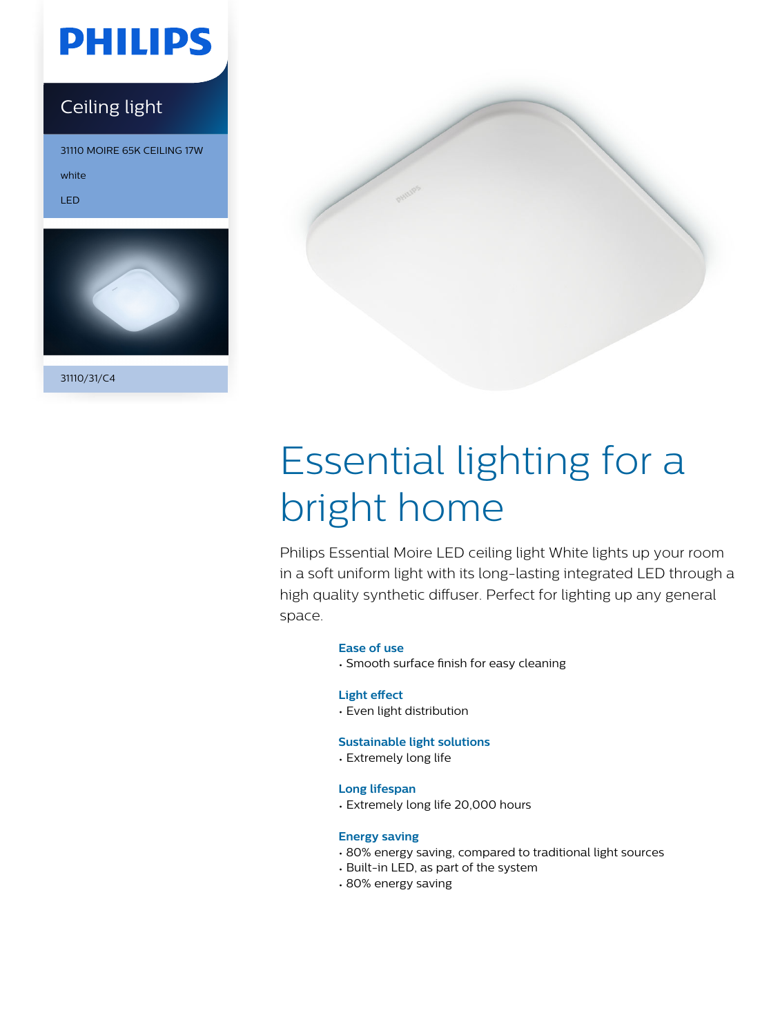PHILIPS

Ceiling light

31110 MOIRE 65K CEILING 17W

white

LED

31110/31/C4

# Essential lighting for a bright home

Philips Essential Moire LED ceiling light White lights up your room in a soft uniform light with its long-lasting integrated LED through a high quality synthetic diffuser. Perfect for lighting up any general space.

### Ease of use
- Smooth surface finish for easy cleaning

### Light effect
- Even light distribution

### Sustainable light solutions
- Extremely long life

### Long lifespan
- Extremely long life 20,000 hours

### Energy saving
- 80% energy saving, compared to traditional light sources
- Built-in LED, as part of the system
- 80% energy saving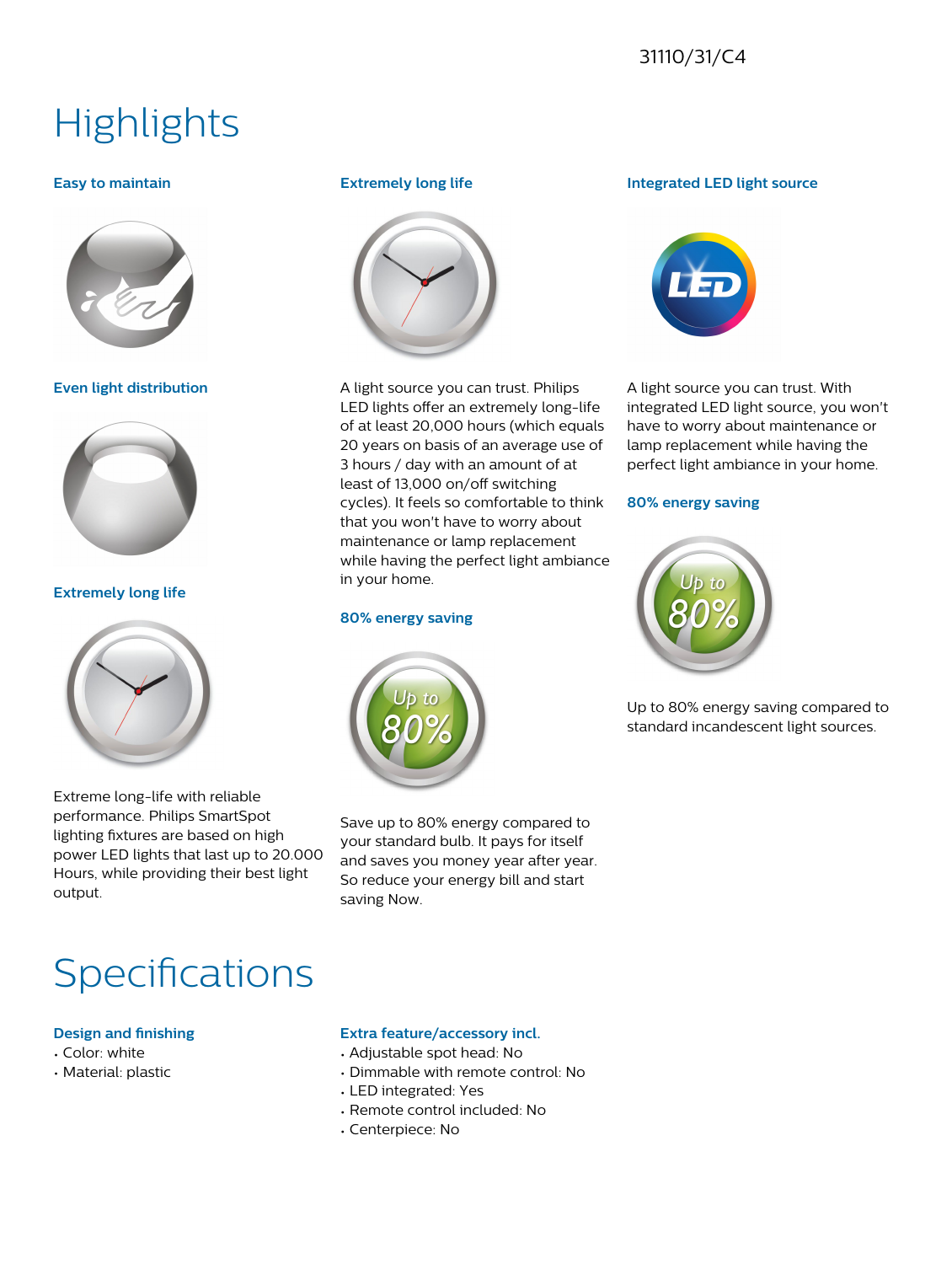31110/31/C4

# Highlights

### Easy to maintain

### Even light distribution

### Extremely long life

Extreme long-life with reliable performance. Philips SmartSpot lighting fixtures are based on high power LED lights that last up to 20.000 Hours, while providing their best light output.

### Extremely long life

A light source you can trust. Philips LED lights offer an extremely long-life of at least 20,000 hours (which equals 20 years on basis of an average use of 3 hours / day with an amount of at least of 13,000 on/off switching cycles). It feels so comfortable to think that you won't have to worry about maintenance or lamp replacement while having the perfect light ambiance in your home.

### 80% energy saving

Up to 80%

Save up to 80% energy compared to your standard bulb. It pays for itself and saves you money year after year. So reduce your energy bill and start saving Now.

### Integrated LED light source

LED

A light source you can trust. With integrated LED light source, you won't have to worry about maintenance or lamp replacement while having the perfect light ambiance in your home.

### 80% energy saving

Up to 80%

Up to 80% energy saving compared to standard incandescent light sources.

# Specifications

### Design and finishing

- Color: white
- Material: plastic

### Extra feature/accessory incl.

- Adjustable spot head: No
- Dimmable with remote control: No
- LED integrated: Yes
- Remote control included: No
- Centerpiece: No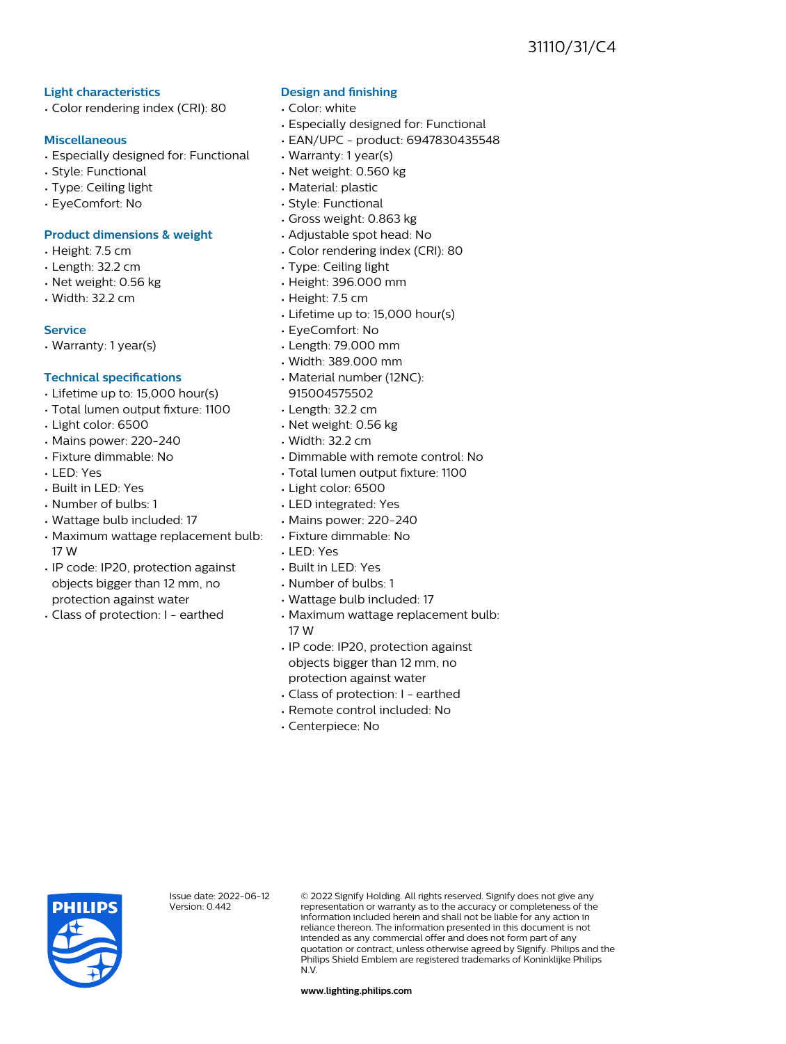31110/31/C4

## Light characteristics

- Color rendering index (CRI): 80

## Miscellaneous

- Especially designed for: Functional
- Style: Functional
- Type: Ceiling light
- EyeComfort: No

## Product dimensions & weight

- Height: 7.5 cm
- Length: 32.2 cm
- Net weight: 0.56 kg
- Width: 32.2 cm

## Service

- Warranty: 1 year(s)

## Technical specifications

- Lifetime up to: 15,000 hour(s)
- Total lumen output fixture: 1100
- Light color: 6500
- Mains power: 220-240
- Fixture dimmable: No
- LED: Yes
- Built in LED: Yes
- Number of bulbs: 1
- Wattage bulb included: 17
- Maximum wattage replacement bulb: 17 W
- IP code: IP20, protection against objects bigger than 12 mm, no protection against water
- Class of protection: I - earthed

## Design and finishing

- Color: white
- Especially designed for: Functional
- EAN/UPC - product: 6947830435548
- Warranty: 1 year(s)
- Net weight: 0.560 kg
- Material: plastic
- Style: Functional
- Gross weight: 0.863 kg
- Adjustable spot head: No
- Color rendering index (CRI): 80
- Type: Ceiling light
- Height: 396.000 mm
- Height: 7.5 cm
- Lifetime up to: 15,000 hour(s)
- EyeComfort: No
- Length: 79.000 mm
- Width: 389.000 mm
- Material number (12NC): 915004575502
- Length: 32.2 cm
- Net weight: 0.56 kg
- Width: 32.2 cm
- Dimmable with remote control: No
- Total lumen output fixture: 1100
- Light color: 6500
- LED integrated: Yes
- Mains power: 220-240
- Fixture dimmable: No
- LED: Yes
- Built in LED: Yes
- Number of bulbs: 1
- Wattage bulb included: 17
- Maximum wattage replacement bulb: 17 W
- IP code: IP20, protection against objects bigger than 12 mm, no protection against water
- Class of protection: I - earthed
- Remote control included: No
- Centerpiece: No

PHILIPS

Issue date: 2022-06-12
Version: 0.442

© 2022 Signify Holding. All rights reserved. Signify does not give any representation or warranty as to the accuracy or completeness of the information included herein and shall not be liable for any action in reliance thereon. The information presented in this document is not intended as any commercial offer and does not form part of any quotation or contract, unless otherwise agreed by Signify. Philips and the Philips Shield Emblem are registered trademarks of Koninklijke Philips N.V.

**www.lighting.philips.com**